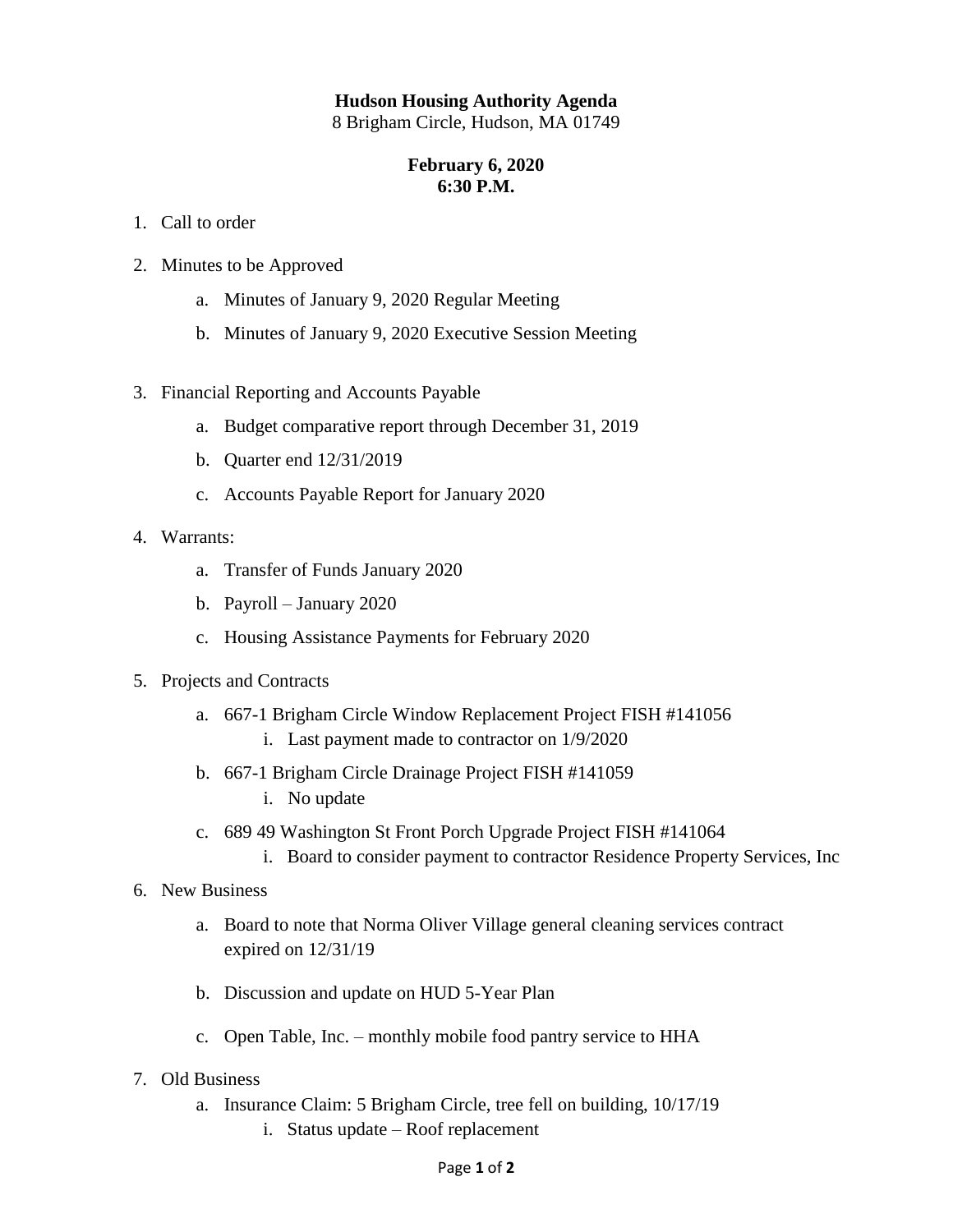**Hudson Housing Authority Agenda**
8 Brigham Circle, Hudson, MA 01749

**February 6, 2020**
**6:30 P.M.**

1. Call to order

2. Minutes to be Approved
    a. Minutes of January 9, 2020 Regular Meeting
    b. Minutes of January 9, 2020 Executive Session Meeting

3. Financial Reporting and Accounts Payable
    a. Budget comparative report through December 31, 2019
    b. Quarter end 12/31/2019
    c. Accounts Payable Report for January 2020

4. Warrants:
    a. Transfer of Funds January 2020
    b. Payroll – January 2020
    c. Housing Assistance Payments for February 2020

5. Projects and Contracts
    a. 667-1 Brigham Circle Window Replacement Project FISH #141056
        i. Last payment made to contractor on 1/9/2020
    b. 667-1 Brigham Circle Drainage Project FISH #141059
        i. No update
    c. 689 49 Washington St Front Porch Upgrade Project FISH #141064
        i. Board to consider payment to contractor Residence Property Services, Inc

6. New Business
    a. Board to note that Norma Oliver Village general cleaning services contract expired on 12/31/19
    b. Discussion and update on HUD 5-Year Plan
    c. Open Table, Inc. – monthly mobile food pantry service to HHA

7. Old Business
    a. Insurance Claim: 5 Brigham Circle, tree fell on building, 10/17/19
        i. Status update – Roof replacement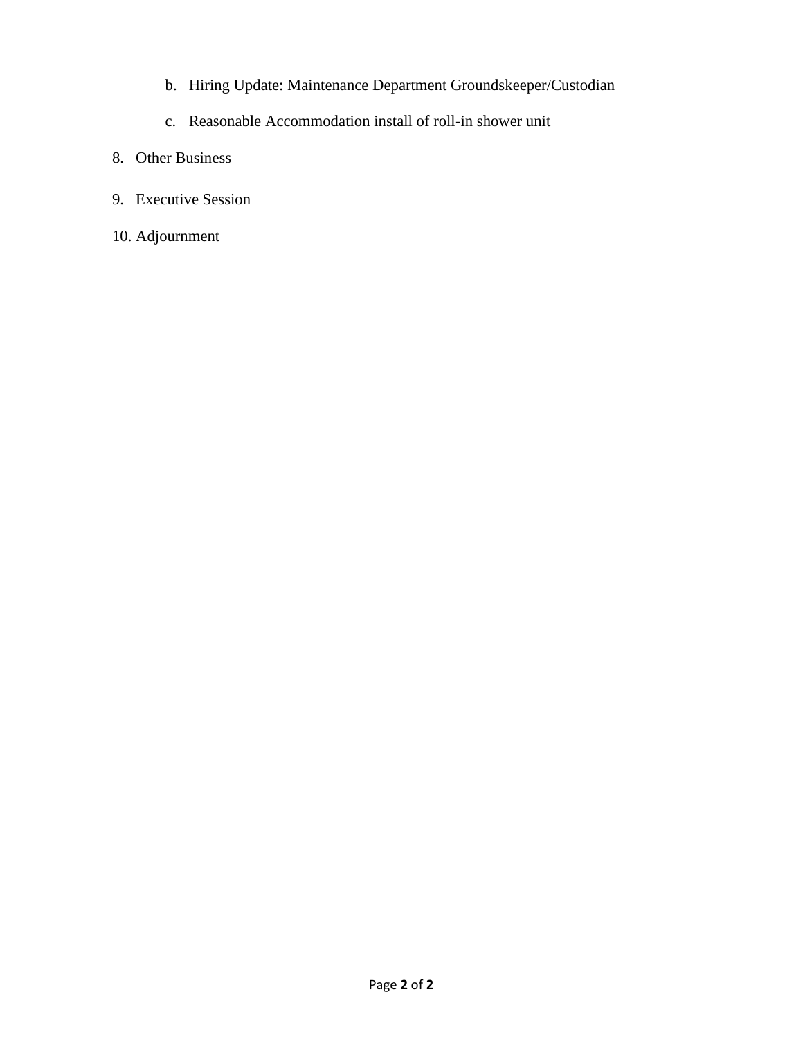b. Hiring Update: Maintenance Department Groundskeeper/Custodian

   c. Reasonable Accommodation install of roll-in shower unit

8. Other Business

9. Executive Session

10. Adjournment